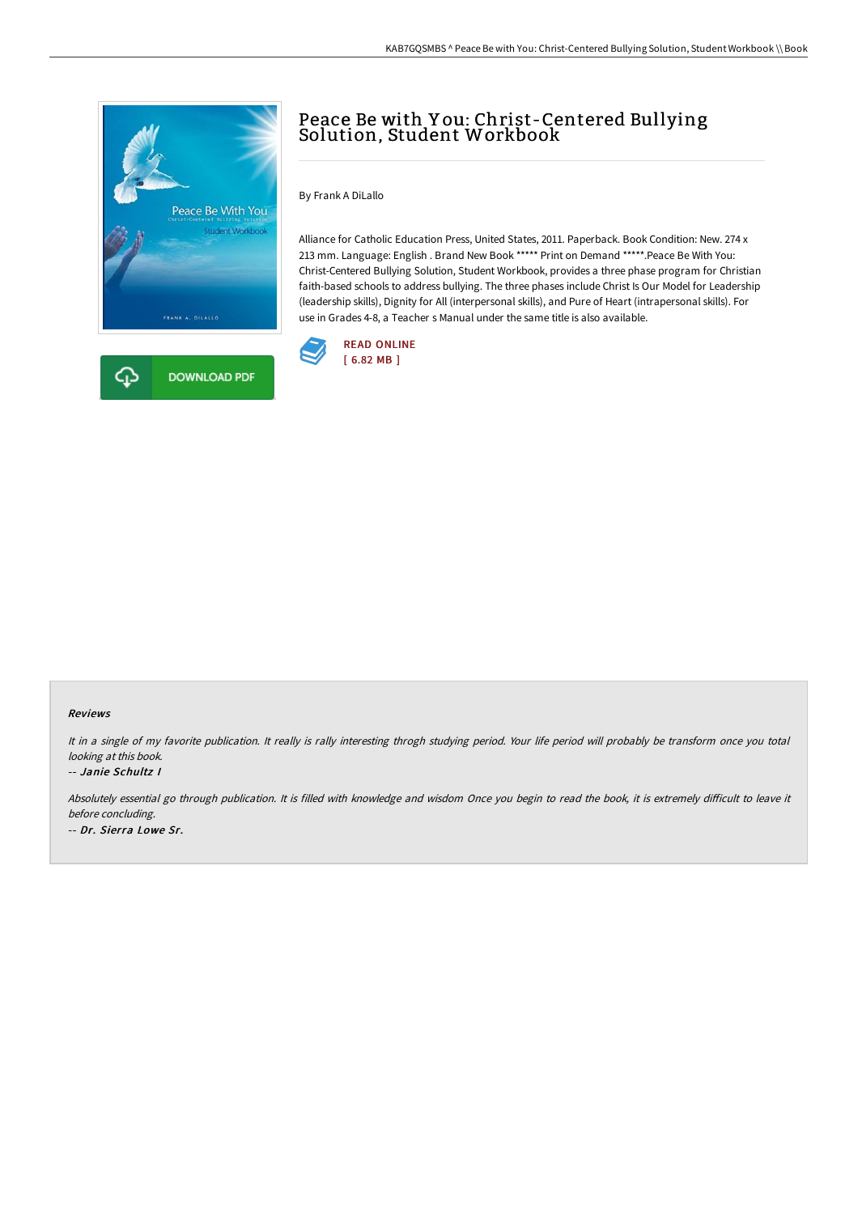# Peace Be with You: Christ-Centered Bullying Solution, Student Workbook

By Frank A DiLallo

Alliance for Catholic Education Press, United States, 2011. Paperback. Book Condition: New. 274 x 213 mm. Language: English . Brand New Book ***** Print on Demand *****.Peace Be With You: Christ-Centered Bullying Solution, Student Workbook, provides a three phase program for Christian faith-based schools to address bullying. The three phases include Christ Is Our Model for Leadership (leadership skills), Dignity for All (interpersonal skills), and Pure of Heart (intrapersonal skills). For use in Grades 4-8, a Teacher s Manual under the same title is also available.

READ ONLINE
[ 6.82 MB ]

DOWNLOAD PDF

### Reviews

*It in a single of my favorite publication. It really is rally interesting throgh studying period. Your life period will probably be transform once you total looking at this book.*

-- *Janie Schultz I*

*Absolutely essential go through publication. It is filled with knowledge and wisdom Once you begin to read the book, it is extremely difficult to leave it before concluding.*

-- *Dr. Sierra Lowe Sr.*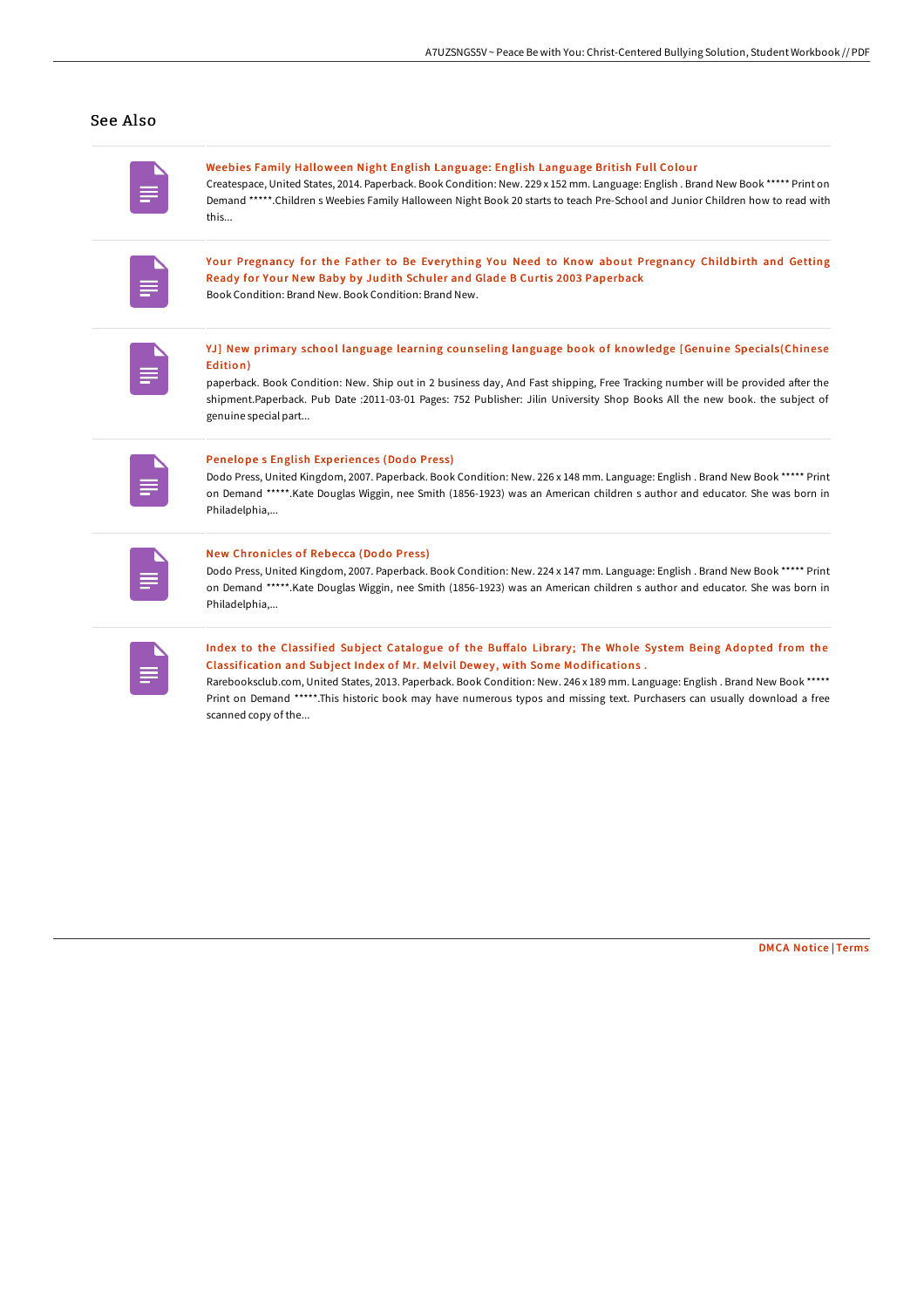## See Also

**Weebies Family Halloween Night English Language: English Language British Full Colour**

Createspace, United States, 2014. Paperback. Book Condition: New. 229 x 152 mm. Language: English . Brand New Book ***** Print on Demand *****.Children s Weebies Family Halloween Night Book 20 starts to teach Pre-School and Junior Children how to read with this...

**Your Pregnancy for the Father to Be Everything You Need to Know about Pregnancy Childbirth and Getting Ready for Your New Baby by Judith Schuler and Glade B Curtis 2003 Paperback**

Book Condition: Brand New. Book Condition: Brand New.

**YJ] New primary school language learning counseling language book of knowledge [Genuine Specials(Chinese Edition)**

paperback. Book Condition: New. Ship out in 2 business day, And Fast shipping, Free Tracking number will be provided after the shipment.Paperback. Pub Date :2011-03-01 Pages: 752 Publisher: Jilin University Shop Books All the new book. the subject of genuine special part...

**Penelope s English Experiences (Dodo Press)**

Dodo Press, United Kingdom, 2007. Paperback. Book Condition: New. 226 x 148 mm. Language: English . Brand New Book ***** Print on Demand *****.Kate Douglas Wiggin, nee Smith (1856-1923) was an American children s author and educator. She was born in Philadelphia,...

**New Chronicles of Rebecca (Dodo Press)**

Dodo Press, United Kingdom, 2007. Paperback. Book Condition: New. 224 x 147 mm. Language: English . Brand New Book ***** Print on Demand *****.Kate Douglas Wiggin, nee Smith (1856-1923) was an American children s author and educator. She was born in Philadelphia,...

**Index to the Classified Subject Catalogue of the Buffalo Library; The Whole System Being Adopted from the Classification and Subject Index of Mr. Melvil Dewey, with Some Modifications .**

Rarebooksclub.com, United States, 2013. Paperback. Book Condition: New. 246 x 189 mm. Language: English . Brand New Book ***** Print on Demand *****.This historic book may have numerous typos and missing text. Purchasers can usually download a free scanned copy of the...

DMCA Notice | Terms